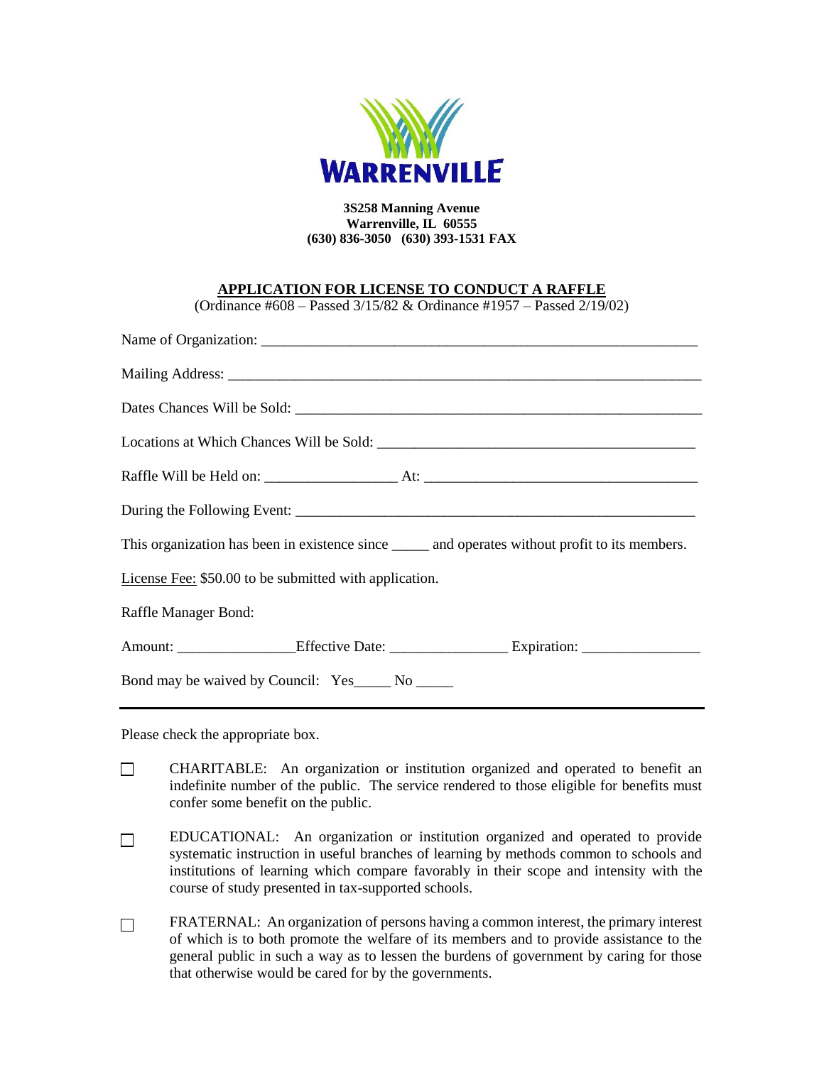**WARRENVILLE**

**3S258 Manning Avenue**
**Warrenville, IL 60555**
**(630) 836-3050 (630) 393-1531 FAX**

## APPLICATION FOR LICENSE TO CONDUCT A RAFFLE

(Ordinance #608 – Passed 3/15/82 & Ordinance #1957 – Passed 2/19/02)

Name of Organization: ___________________________________________________________

Mailing Address: _________________________________________________________________

Dates Chances Will be Sold: _______________________________________________________

Locations at Which Chances Will be Sold: ___________________________________________

Raffle Will be Held on: _________________ At: ____________________________________

During the Following Event: ______________________________________________________

This organization has been in existence since _____ and operates without profit to its members.

License Fee: $50.00 to be submitted with application.

Raffle Manager Bond:

Amount: _______________Effective Date: _______________ Expiration: _______________

Bond may be waived by Council: Yes_____ No _____

---

Please check the appropriate box.

- ☐ CHARITABLE: An organization or institution organized and operated to benefit an indefinite number of the public. The service rendered to those eligible for benefits must confer some benefit on the public.

- ☐ EDUCATIONAL: An organization or institution organized and operated to provide systematic instruction in useful branches of learning by methods common to schools and institutions of learning which compare favorably in their scope and intensity with the course of study presented in tax-supported schools.

- ☐ FRATERNAL: An organization of persons having a common interest, the primary interest of which is to both promote the welfare of its members and to provide assistance to the general public in such a way as to lessen the burdens of government by caring for those that otherwise would be cared for by the governments.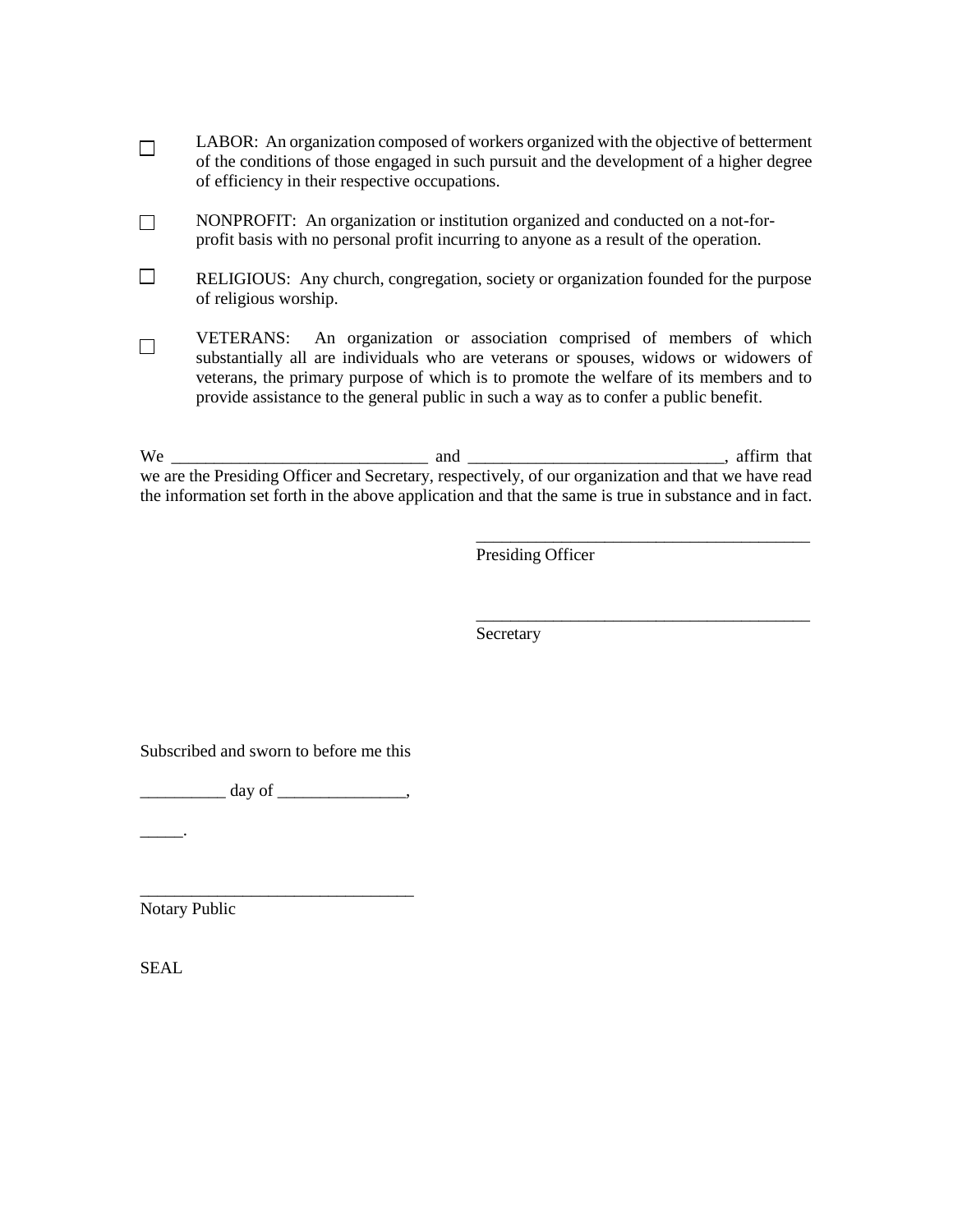- ☐ LABOR: An organization composed of workers organized with the objective of betterment of the conditions of those engaged in such pursuit and the development of a higher degree of efficiency in their respective occupations.

- ☐ NONPROFIT: An organization or institution organized and conducted on a not-for-profit basis with no personal profit incurring to anyone as a result of the operation.

- ☐ RELIGIOUS: Any church, congregation, society or organization founded for the purpose of religious worship.

- ☐ VETERANS: An organization or association comprised of members of which substantially all are individuals who are veterans or spouses, widows or widowers of veterans, the primary purpose of which is to promote the welfare of its members and to provide assistance to the general public in such a way as to confer a public benefit.

We ______________________________ and ______________________________, affirm that we are the Presiding Officer and Secretary, respectively, of our organization and that we have read the information set forth in the above application and that the same is true in substance and in fact.

________________________________________
Presiding Officer

________________________________________
Secretary

Subscribed and sworn to before me this

__________ day of _______________,

_____.

________________________________
Notary Public

SEAL